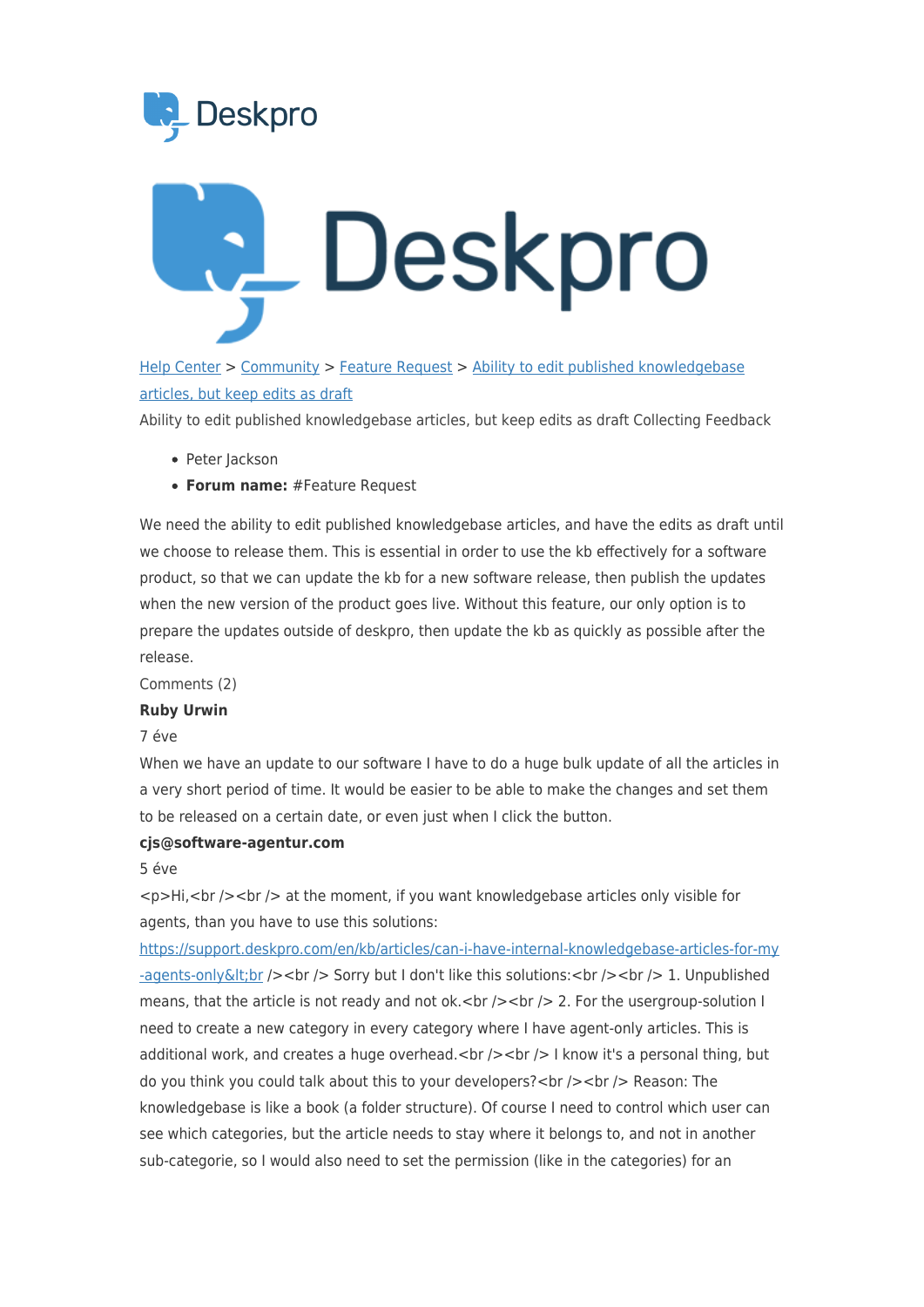[Help Center](#) > [Community](#) > [Feature Request](#) > [Ability to edit published knowledgebase articles, but keep edits as draft](#)

Ability to edit published knowledgebase articles, but keep edits as draft Collecting Feedback

- Peter Jackson
- **Forum name:** #Feature Request

We need the ability to edit published knowledgebase articles, and have the edits as draft until we choose to release them. This is essential in order to use the kb effectively for a software product, so that we can update the kb for a new software release, then publish the updates when the new version of the product goes live. Without this feature, our only option is to prepare the updates outside of deskpro, then update the kb as quickly as possible after the release.

Comments (2)

**Ruby Urwin**

7 éve

When we have an update to our software I have to do a huge bulk update of all the articles in a very short period of time. It would be easier to be able to make the changes and set them to be released on a certain date, or even just when I click the button.

**cjs@software-agentur.com**

5 éve

<p>Hi,<br /><br /> at the moment, if you want knowledgebase articles only visible for agents, than you have to use this solutions: [https://support.deskpro.com/en/kb/articles/can-i-have-internal-knowledgebase-articles-for-my-agents-only&lt;br](https://support.deskpro.com/en/kb/articles/can-i-have-internal-knowledgebase-articles-for-my-agents-only&lt;br) /><br /> Sorry but I don't like this solutions:<br /><br /> 1. Unpublished means, that the article is not ready and not ok.<br /><br /> 2. For the usergroup-solution I need to create a new category in every category where I have agent-only articles. This is additional work, and creates a huge overhead.<br /><br /> I know it's a personal thing, but do you think you could talk about this to your developers?<br /><br /> Reason: The knowledgebase is like a book (a folder structure). Of course I need to control which user can see which categories, but the article needs to stay where it belongs to, and not in another sub-categorie, so I would also need to set the permission (like in the categories) for an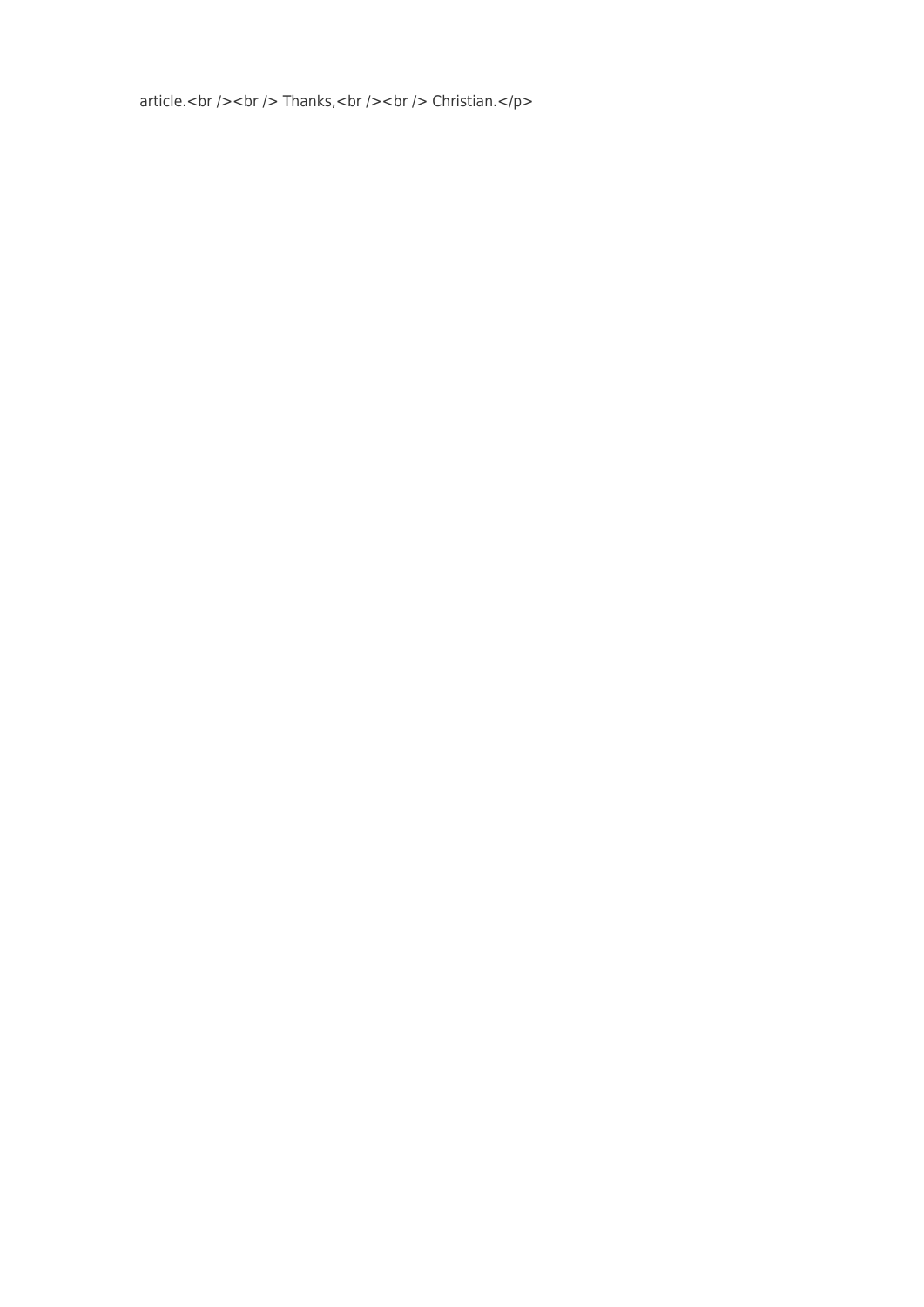article.<br /><br /> Thanks,<br /><br /> Christian.</p>